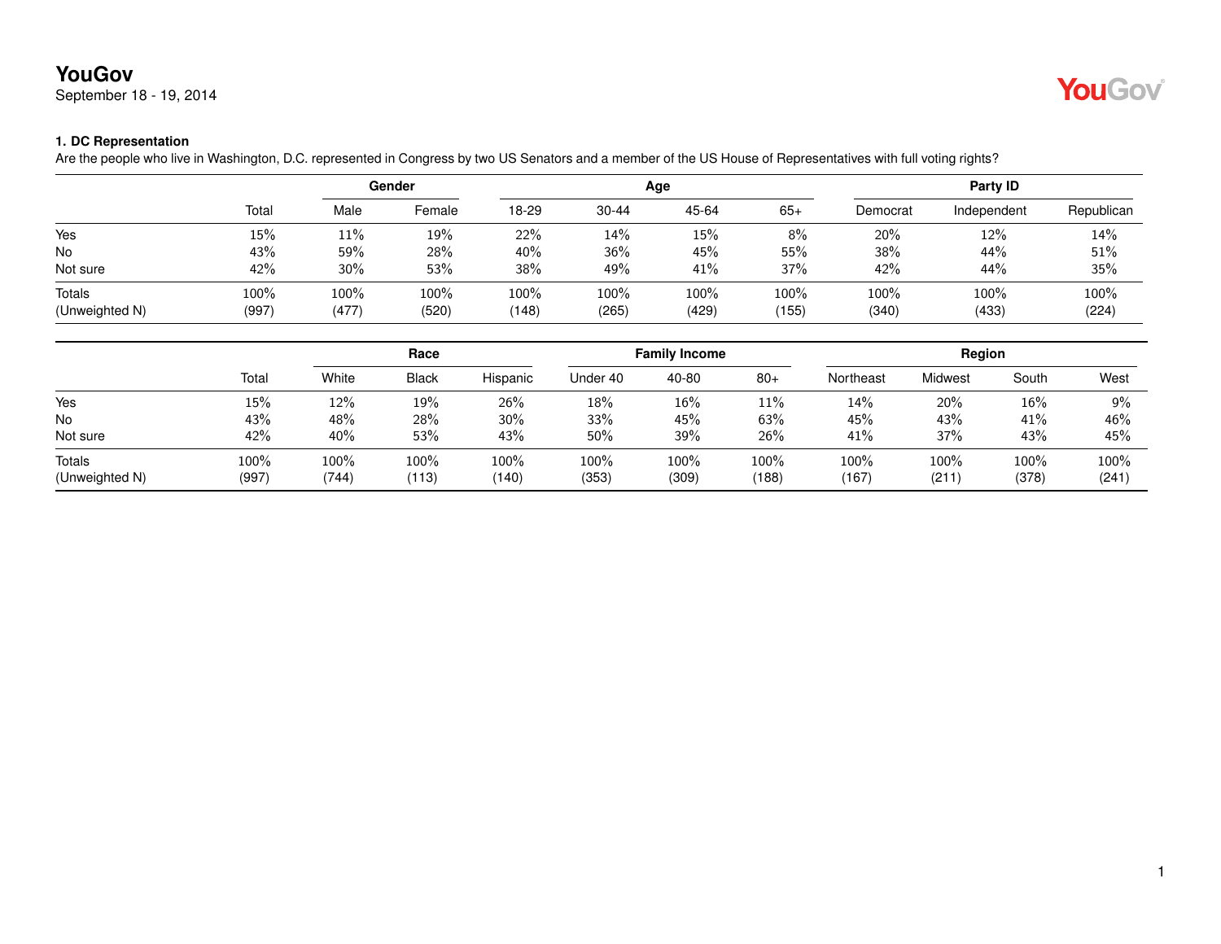# YouGov

September 18 - 19, 2014

### 1. DC Representation

Are the people who live in Washington, D.C. represented in Congress by two US Senators and a member of the US House of Representatives with full voting rights?

| | | Gender | | Age | | | | Party ID | | |
|---|---|---|---|---|---|---|---|---|---|---|
| | Total | Male | Female | 18-29 | 30-44 | 45-64 | 65+ | Democrat | Independent | Republican |
| Yes | 15% | 11% | 19% | 22% | 14% | 15% | 8% | 20% | 12% | 14% |
| No | 43% | 59% | 28% | 40% | 36% | 45% | 55% | 38% | 44% | 51% |
| Not sure | 42% | 30% | 53% | 38% | 49% | 41% | 37% | 42% | 44% | 35% |
| Totals | 100% | 100% | 100% | 100% | 100% | 100% | 100% | 100% | 100% | 100% |
| (Unweighted N) | (997) | (477) | (520) | (148) | (265) | (429) | (155) | (340) | (433) | (224) |

| | | Race | | | Family Income | | | Region | | | |
|---|---|---|---|---|---|---|---|---|---|---|---|
| | Total | White | Black | Hispanic | Under 40 | 40-80 | 80+ | Northeast | Midwest | South | West |
| Yes | 15% | 12% | 19% | 26% | 18% | 16% | 11% | 14% | 20% | 16% | 9% |
| No | 43% | 48% | 28% | 30% | 33% | 45% | 63% | 45% | 43% | 41% | 46% |
| Not sure | 42% | 40% | 53% | 43% | 50% | 39% | 26% | 41% | 37% | 43% | 45% |
| Totals | 100% | 100% | 100% | 100% | 100% | 100% | 100% | 100% | 100% | 100% | 100% |
| (Unweighted N) | (997) | (744) | (113) | (140) | (353) | (309) | (188) | (167) | (211) | (378) | (241) |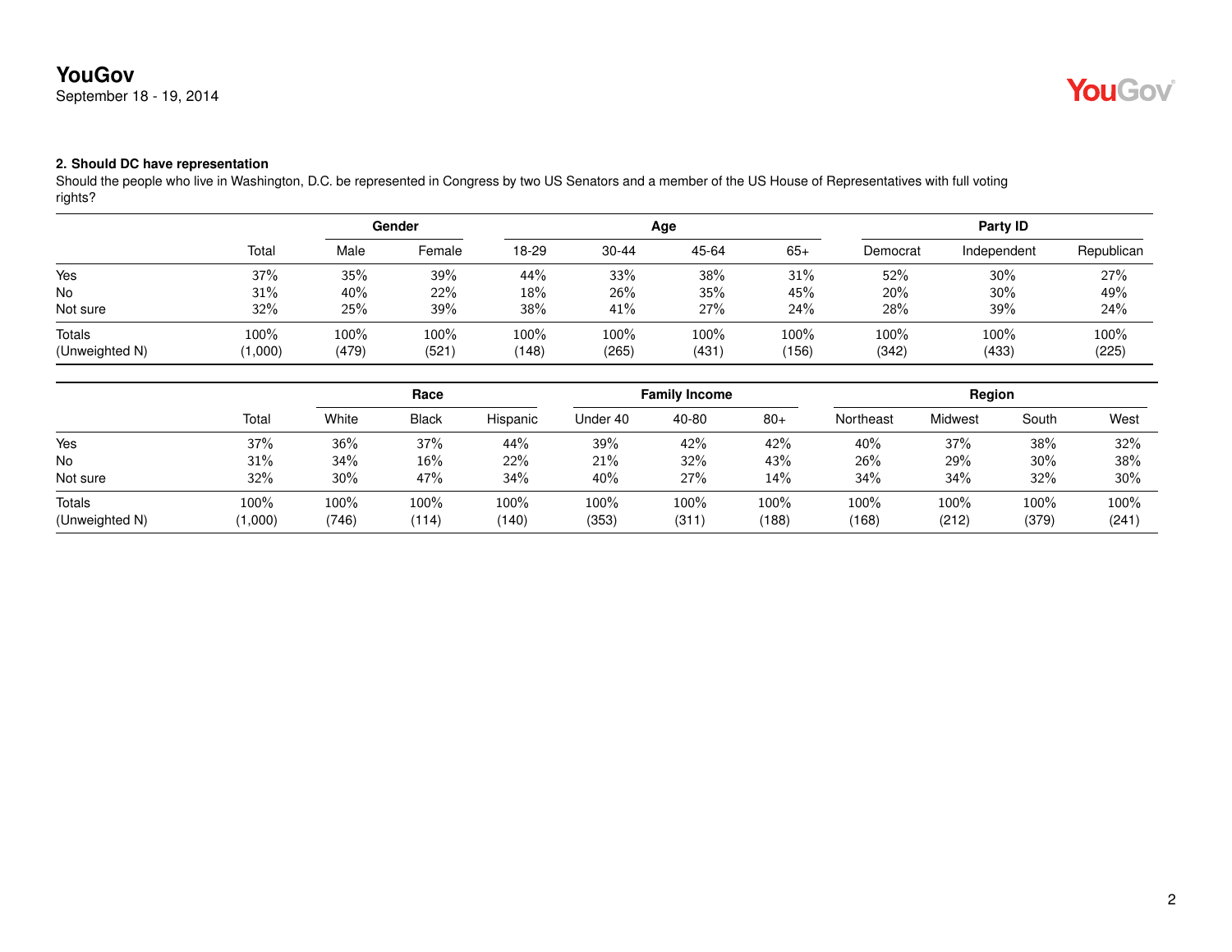**YouGov**
September 18 - 19, 2014

### 2. Should DC have representation

Should the people who live in Washington, D.C. be represented in Congress by two US Senators and a member of the US House of Representatives with full voting rights?

| | | Gender | | Age | | | | Party ID | | |
|---|---|---|---|---|---|---|---|---|---|---|
| | Total | Male | Female | 18-29 | 30-44 | 45-64 | 65+ | Democrat | Independent | Republican |
| Yes | 37% | 35% | 39% | 44% | 33% | 38% | 31% | 52% | 30% | 27% |
| No | 31% | 40% | 22% | 18% | 26% | 35% | 45% | 20% | 30% | 49% |
| Not sure | 32% | 25% | 39% | 38% | 41% | 27% | 24% | 28% | 39% | 24% |
| Totals | 100% | 100% | 100% | 100% | 100% | 100% | 100% | 100% | 100% | 100% |
| (Unweighted N) | (1,000) | (479) | (521) | (148) | (265) | (431) | (156) | (342) | (433) | (225) |

| | | Race | | | Family Income | | | Region | | | |
|---|---|---|---|---|---|---|---|---|---|---|---|
| | Total | White | Black | Hispanic | Under 40 | 40-80 | 80+ | Northeast | Midwest | South | West |
| Yes | 37% | 36% | 37% | 44% | 39% | 42% | 42% | 40% | 37% | 38% | 32% |
| No | 31% | 34% | 16% | 22% | 21% | 32% | 43% | 26% | 29% | 30% | 38% |
| Not sure | 32% | 30% | 47% | 34% | 40% | 27% | 14% | 34% | 34% | 32% | 30% |
| Totals | 100% | 100% | 100% | 100% | 100% | 100% | 100% | 100% | 100% | 100% | 100% |
| (Unweighted N) | (1,000) | (746) | (114) | (140) | (353) | (311) | (188) | (168) | (212) | (379) | (241) |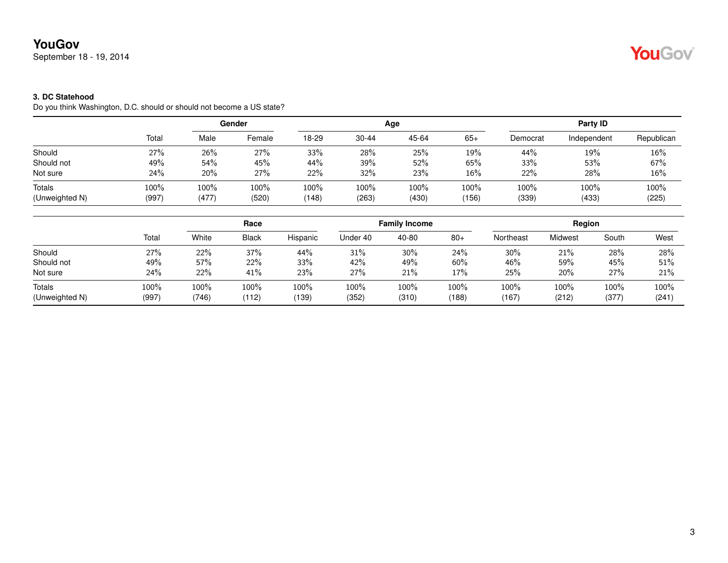### 3. DC Statehood

Do you think Washington, D.C. should or should not become a US state?

| | | Gender | | Age | | | | Party ID | | |
|---|---|---|---|---|---|---|---|---|---|---|
| | Total | Male | Female | 18-29 | 30-44 | 45-64 | 65+ | Democrat | Independent | Republican |
| Should | 27% | 26% | 27% | 33% | 28% | 25% | 19% | 44% | 19% | 16% |
| Should not | 49% | 54% | 45% | 44% | 39% | 52% | 65% | 33% | 53% | 67% |
| Not sure | 24% | 20% | 27% | 22% | 32% | 23% | 16% | 22% | 28% | 16% |
| Totals | 100% | 100% | 100% | 100% | 100% | 100% | 100% | 100% | 100% | 100% |
| (Unweighted N) | (997) | (477) | (520) | (148) | (263) | (430) | (156) | (339) | (433) | (225) |

| | | Race | | | Family Income | | | Region | | | |
|---|---|---|---|---|---|---|---|---|---|---|---|
| | Total | White | Black | Hispanic | Under 40 | 40-80 | 80+ | Northeast | Midwest | South | West |
| Should | 27% | 22% | 37% | 44% | 31% | 30% | 24% | 30% | 21% | 28% | 28% |
| Should not | 49% | 57% | 22% | 33% | 42% | 49% | 60% | 46% | 59% | 45% | 51% |
| Not sure | 24% | 22% | 41% | 23% | 27% | 21% | 17% | 25% | 20% | 27% | 21% |
| Totals | 100% | 100% | 100% | 100% | 100% | 100% | 100% | 100% | 100% | 100% | 100% |
| (Unweighted N) | (997) | (746) | (112) | (139) | (352) | (310) | (188) | (167) | (212) | (377) | (241) |